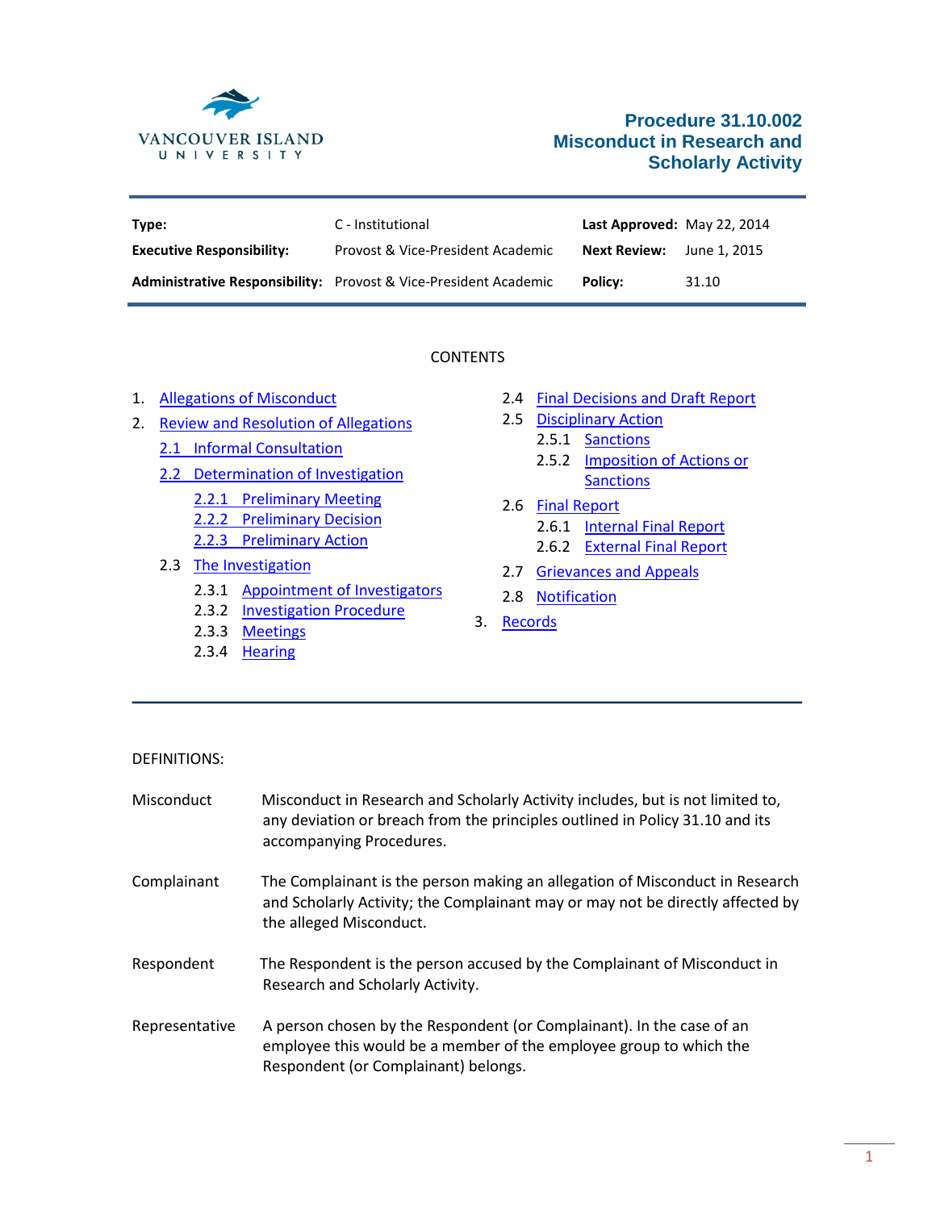VANCOUVER ISLAND UNIVERSITY

# Procedure 31.10.002 Misconduct in Research and Scholarly Activity

| | | | |
|---|---|---|---|
| **Type:** | C - Institutional | **Last Approved:** | May 22, 2014 |
| **Executive Responsibility:** | Provost & Vice-President Academic | **Next Review:** | June 1, 2015 |
| **Administrative Responsibility:** | Provost & Vice-President Academic | **Policy:** | 31.10 |

CONTENTS

1. Allegations of Misconduct
2. Review and Resolution of Allegations
   - 2.1 Informal Consultation
   - 2.2 Determination of Investigation
     - 2.2.1 Preliminary Meeting
     - 2.2.2 Preliminary Decision
     - 2.2.3 Preliminary Action
   - 2.3 The Investigation
     - 2.3.1 Appointment of Investigators
     - 2.3.2 Investigation Procedure
     - 2.3.3 Meetings
     - 2.3.4 Hearing
   - 2.4 Final Decisions and Draft Report
   - 2.5 Disciplinary Action
     - 2.5.1 Sanctions
     - 2.5.2 Imposition of Actions or Sanctions
   - 2.6 Final Report
     - 2.6.1 Internal Final Report
     - 2.6.2 External Final Report
   - 2.7 Grievances and Appeals
   - 2.8 Notification
3. Records

DEFINITIONS:

| | |
|---|---|
| Misconduct | Misconduct in Research and Scholarly Activity includes, but is not limited to, any deviation or breach from the principles outlined in Policy 31.10 and its accompanying Procedures. |
| Complainant | The Complainant is the person making an allegation of Misconduct in Research and Scholarly Activity; the Complainant may or may not be directly affected by the alleged Misconduct. |
| Respondent | The Respondent is the person accused by the Complainant of Misconduct in Research and Scholarly Activity. |
| Representative | A person chosen by the Respondent (or Complainant). In the case of an employee this would be a member of the employee group to which the Respondent (or Complainant) belongs. |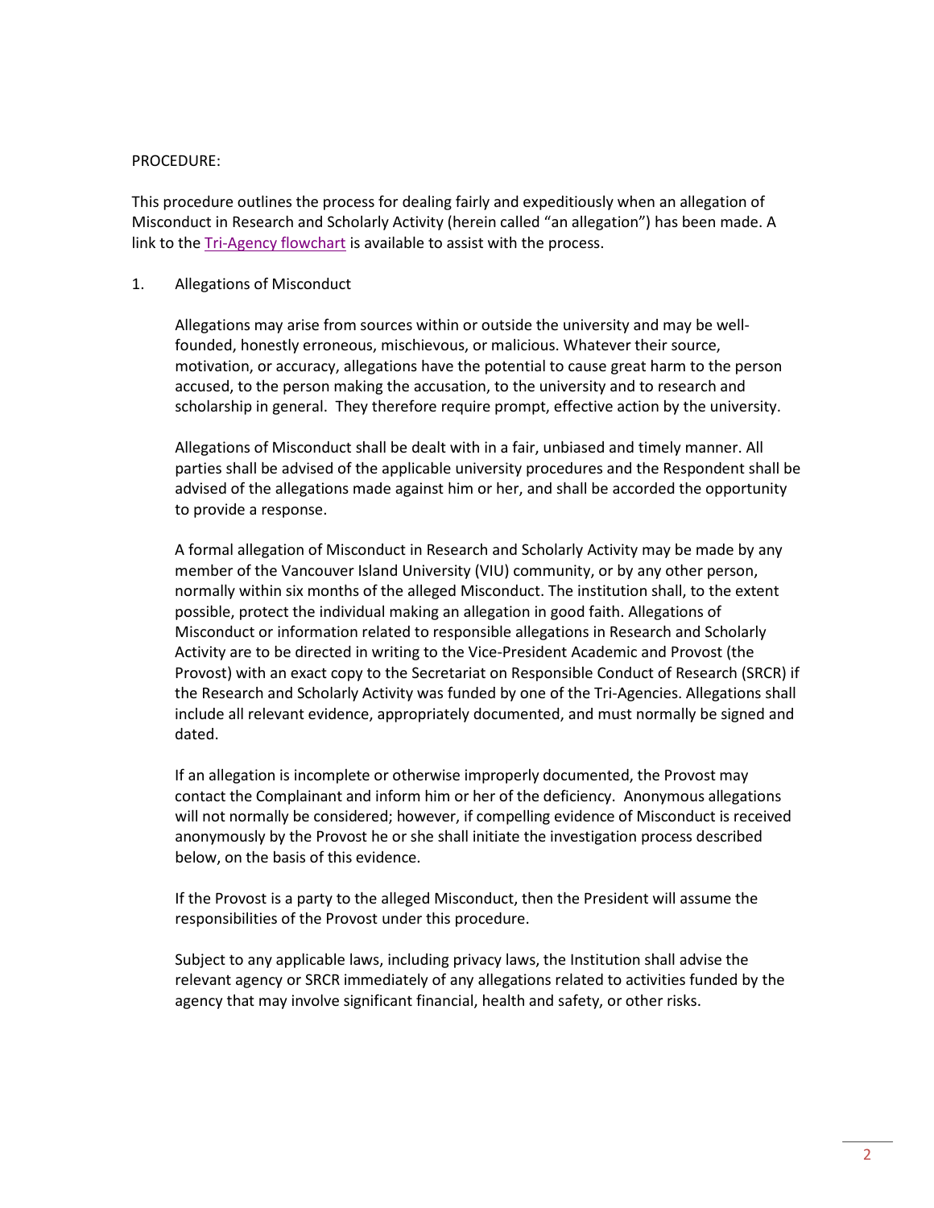PROCEDURE:

This procedure outlines the process for dealing fairly and expeditiously when an allegation of Misconduct in Research and Scholarly Activity (herein called "an allegation") has been made. A link to the Tri-Agency flowchart is available to assist with the process.

1. Allegations of Misconduct

   Allegations may arise from sources within or outside the university and may be well-founded, honestly erroneous, mischievous, or malicious. Whatever their source, motivation, or accuracy, allegations have the potential to cause great harm to the person accused, to the person making the accusation, to the university and to research and scholarship in general. They therefore require prompt, effective action by the university.

   Allegations of Misconduct shall be dealt with in a fair, unbiased and timely manner. All parties shall be advised of the applicable university procedures and the Respondent shall be advised of the allegations made against him or her, and shall be accorded the opportunity to provide a response.

   A formal allegation of Misconduct in Research and Scholarly Activity may be made by any member of the Vancouver Island University (VIU) community, or by any other person, normally within six months of the alleged Misconduct. The institution shall, to the extent possible, protect the individual making an allegation in good faith. Allegations of Misconduct or information related to responsible allegations in Research and Scholarly Activity are to be directed in writing to the Vice-President Academic and Provost (the Provost) with an exact copy to the Secretariat on Responsible Conduct of Research (SRCR) if the Research and Scholarly Activity was funded by one of the Tri-Agencies. Allegations shall include all relevant evidence, appropriately documented, and must normally be signed and dated.

   If an allegation is incomplete or otherwise improperly documented, the Provost may contact the Complainant and inform him or her of the deficiency. Anonymous allegations will not normally be considered; however, if compelling evidence of Misconduct is received anonymously by the Provost he or she shall initiate the investigation process described below, on the basis of this evidence.

   If the Provost is a party to the alleged Misconduct, then the President will assume the responsibilities of the Provost under this procedure.

   Subject to any applicable laws, including privacy laws, the Institution shall advise the relevant agency or SRCR immediately of any allegations related to activities funded by the agency that may involve significant financial, health and safety, or other risks.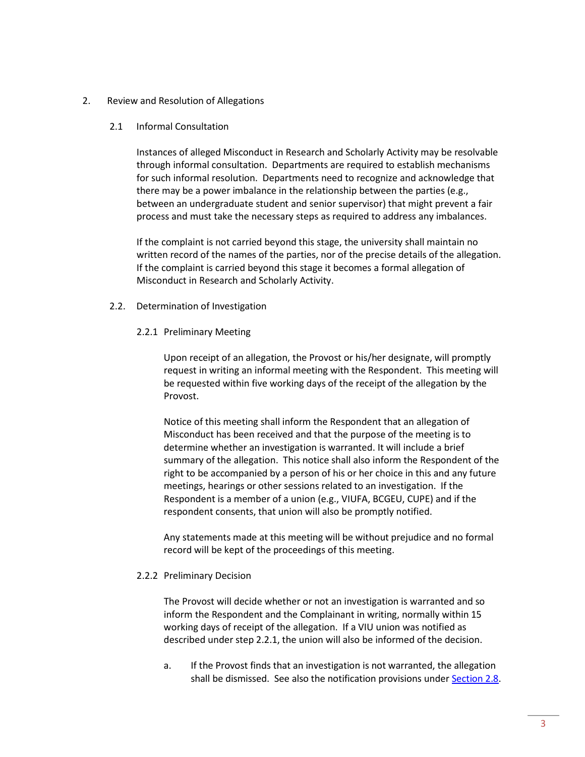## 2. Review and Resolution of Allegations

### 2.1 Informal Consultation

Instances of alleged Misconduct in Research and Scholarly Activity may be resolvable through informal consultation. Departments are required to establish mechanisms for such informal resolution. Departments need to recognize and acknowledge that there may be a power imbalance in the relationship between the parties (e.g., between an undergraduate student and senior supervisor) that might prevent a fair process and must take the necessary steps as required to address any imbalances.

If the complaint is not carried beyond this stage, the university shall maintain no written record of the names of the parties, nor of the precise details of the allegation. If the complaint is carried beyond this stage it becomes a formal allegation of Misconduct in Research and Scholarly Activity.

### 2.2. Determination of Investigation

#### 2.2.1 Preliminary Meeting

Upon receipt of an allegation, the Provost or his/her designate, will promptly request in writing an informal meeting with the Respondent. This meeting will be requested within five working days of the receipt of the allegation by the Provost.

Notice of this meeting shall inform the Respondent that an allegation of Misconduct has been received and that the purpose of the meeting is to determine whether an investigation is warranted. It will include a brief summary of the allegation. This notice shall also inform the Respondent of the right to be accompanied by a person of his or her choice in this and any future meetings, hearings or other sessions related to an investigation. If the Respondent is a member of a union (e.g., VIUFA, BCGEU, CUPE) and if the respondent consents, that union will also be promptly notified.

Any statements made at this meeting will be without prejudice and no formal record will be kept of the proceedings of this meeting.

#### 2.2.2 Preliminary Decision

The Provost will decide whether or not an investigation is warranted and so inform the Respondent and the Complainant in writing, normally within 15 working days of receipt of the allegation. If a VIU union was notified as described under step 2.2.1, the union will also be informed of the decision.

a. If the Provost finds that an investigation is not warranted, the allegation shall be dismissed. See also the notification provisions under [Section 2.8](#).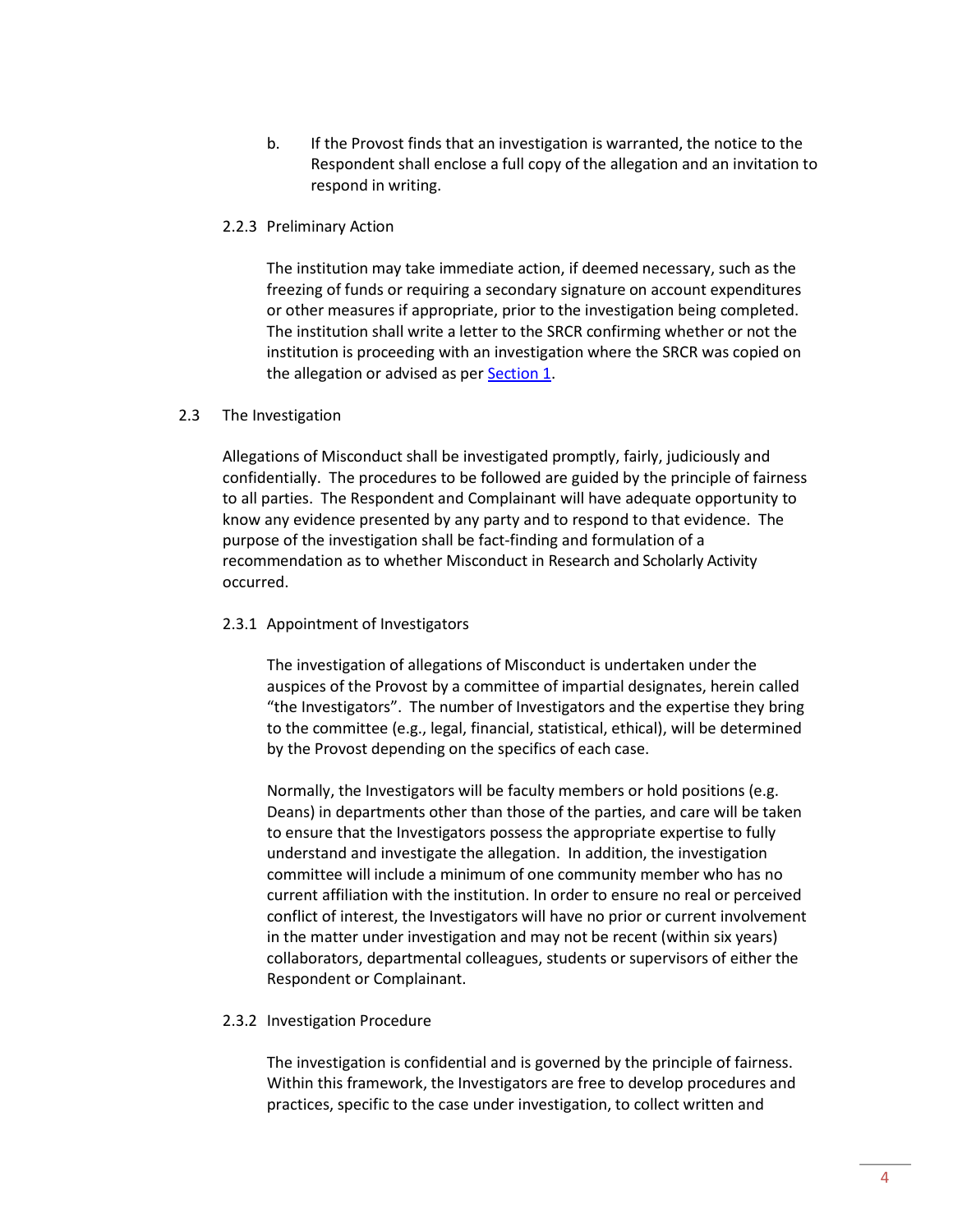b. If the Provost finds that an investigation is warranted, the notice to the Respondent shall enclose a full copy of the allegation and an invitation to respond in writing.

#### 2.2.3 Preliminary Action

The institution may take immediate action, if deemed necessary, such as the freezing of funds or requiring a secondary signature on account expenditures or other measures if appropriate, prior to the investigation being completed. The institution shall write a letter to the SRCR confirming whether or not the institution is proceeding with an investigation where the SRCR was copied on the allegation or advised as per [Section 1](#).

### 2.3 The Investigation

Allegations of Misconduct shall be investigated promptly, fairly, judiciously and confidentially. The procedures to be followed are guided by the principle of fairness to all parties. The Respondent and Complainant will have adequate opportunity to know any evidence presented by any party and to respond to that evidence. The purpose of the investigation shall be fact-finding and formulation of a recommendation as to whether Misconduct in Research and Scholarly Activity occurred.

#### 2.3.1 Appointment of Investigators

The investigation of allegations of Misconduct is undertaken under the auspices of the Provost by a committee of impartial designates, herein called "the Investigators". The number of Investigators and the expertise they bring to the committee (e.g., legal, financial, statistical, ethical), will be determined by the Provost depending on the specifics of each case.

Normally, the Investigators will be faculty members or hold positions (e.g. Deans) in departments other than those of the parties, and care will be taken to ensure that the Investigators possess the appropriate expertise to fully understand and investigate the allegation. In addition, the investigation committee will include a minimum of one community member who has no current affiliation with the institution. In order to ensure no real or perceived conflict of interest, the Investigators will have no prior or current involvement in the matter under investigation and may not be recent (within six years) collaborators, departmental colleagues, students or supervisors of either the Respondent or Complainant.

#### 2.3.2 Investigation Procedure

The investigation is confidential and is governed by the principle of fairness. Within this framework, the Investigators are free to develop procedures and practices, specific to the case under investigation, to collect written and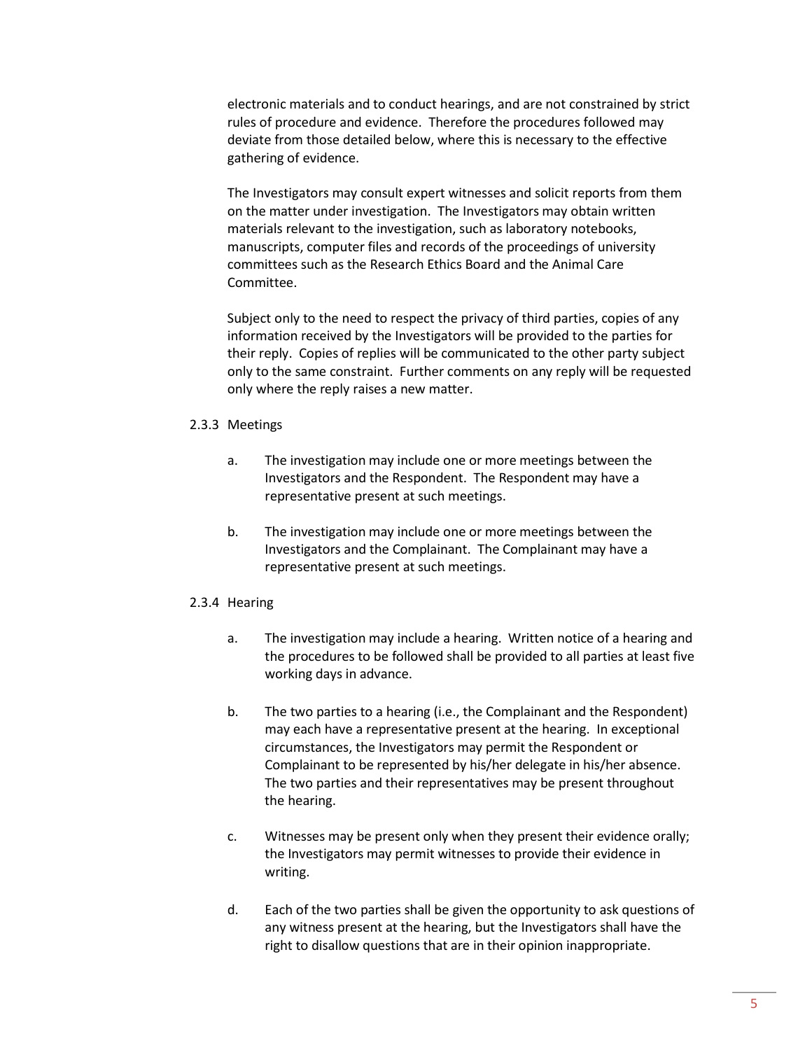electronic materials and to conduct hearings, and are not constrained by strict rules of procedure and evidence. Therefore the procedures followed may deviate from those detailed below, where this is necessary to the effective gathering of evidence.

The Investigators may consult expert witnesses and solicit reports from them on the matter under investigation. The Investigators may obtain written materials relevant to the investigation, such as laboratory notebooks, manuscripts, computer files and records of the proceedings of university committees such as the Research Ethics Board and the Animal Care Committee.

Subject only to the need to respect the privacy of third parties, copies of any information received by the Investigators will be provided to the parties for their reply. Copies of replies will be communicated to the other party subject only to the same constraint. Further comments on any reply will be requested only where the reply raises a new matter.

#### 2.3.3 Meetings

a. The investigation may include one or more meetings between the Investigators and the Respondent. The Respondent may have a representative present at such meetings.

b. The investigation may include one or more meetings between the Investigators and the Complainant. The Complainant may have a representative present at such meetings.

#### 2.3.4 Hearing

a. The investigation may include a hearing. Written notice of a hearing and the procedures to be followed shall be provided to all parties at least five working days in advance.

b. The two parties to a hearing (i.e., the Complainant and the Respondent) may each have a representative present at the hearing. In exceptional circumstances, the Investigators may permit the Respondent or Complainant to be represented by his/her delegate in his/her absence. The two parties and their representatives may be present throughout the hearing.

c. Witnesses may be present only when they present their evidence orally; the Investigators may permit witnesses to provide their evidence in writing.

d. Each of the two parties shall be given the opportunity to ask questions of any witness present at the hearing, but the Investigators shall have the right to disallow questions that are in their opinion inappropriate.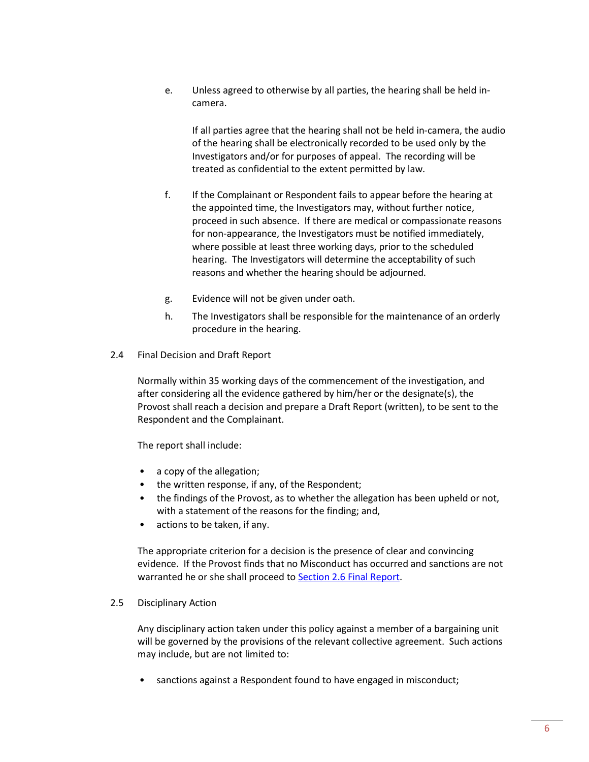e. Unless agreed to otherwise by all parties, the hearing shall be held in-camera.

   If all parties agree that the hearing shall not be held in-camera, the audio of the hearing shall be electronically recorded to be used only by the Investigators and/or for purposes of appeal. The recording will be treated as confidential to the extent permitted by law.

f. If the Complainant or Respondent fails to appear before the hearing at the appointed time, the Investigators may, without further notice, proceed in such absence. If there are medical or compassionate reasons for non-appearance, the Investigators must be notified immediately, where possible at least three working days, prior to the scheduled hearing. The Investigators will determine the acceptability of such reasons and whether the hearing should be adjourned.

g. Evidence will not be given under oath.

h. The Investigators shall be responsible for the maintenance of an orderly procedure in the hearing.

### 2.4 Final Decision and Draft Report

Normally within 35 working days of the commencement of the investigation, and after considering all the evidence gathered by him/her or the designate(s), the Provost shall reach a decision and prepare a Draft Report (written), to be sent to the Respondent and the Complainant.

The report shall include:

- a copy of the allegation;
- the written response, if any, of the Respondent;
- the findings of the Provost, as to whether the allegation has been upheld or not, with a statement of the reasons for the finding; and,
- actions to be taken, if any.

The appropriate criterion for a decision is the presence of clear and convincing evidence. If the Provost finds that no Misconduct has occurred and sanctions are not warranted he or she shall proceed to Section 2.6 Final Report.

### 2.5 Disciplinary Action

Any disciplinary action taken under this policy against a member of a bargaining unit will be governed by the provisions of the relevant collective agreement. Such actions may include, but are not limited to:

- sanctions against a Respondent found to have engaged in misconduct;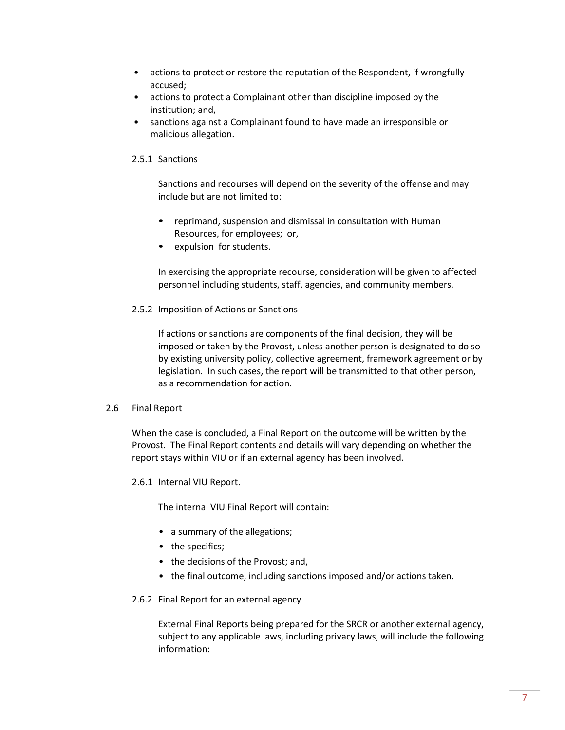- actions to protect or restore the reputation of the Respondent, if wrongfully accused;
- actions to protect a Complainant other than discipline imposed by the institution; and,
- sanctions against a Complainant found to have made an irresponsible or malicious allegation.

#### 2.5.1 Sanctions

Sanctions and recourses will depend on the severity of the offense and may include but are not limited to:

- reprimand, suspension and dismissal in consultation with Human Resources, for employees; or,
- expulsion for students.

In exercising the appropriate recourse, consideration will be given to affected personnel including students, staff, agencies, and community members.

#### 2.5.2 Imposition of Actions or Sanctions

If actions or sanctions are components of the final decision, they will be imposed or taken by the Provost, unless another person is designated to do so by existing university policy, collective agreement, framework agreement or by legislation. In such cases, the report will be transmitted to that other person, as a recommendation for action.

### 2.6 Final Report

When the case is concluded, a Final Report on the outcome will be written by the Provost. The Final Report contents and details will vary depending on whether the report stays within VIU or if an external agency has been involved.

#### 2.6.1 Internal VIU Report.

The internal VIU Final Report will contain:

- a summary of the allegations;
- the specifics;
- the decisions of the Provost; and,
- the final outcome, including sanctions imposed and/or actions taken.

#### 2.6.2 Final Report for an external agency

External Final Reports being prepared for the SRCR or another external agency, subject to any applicable laws, including privacy laws, will include the following information: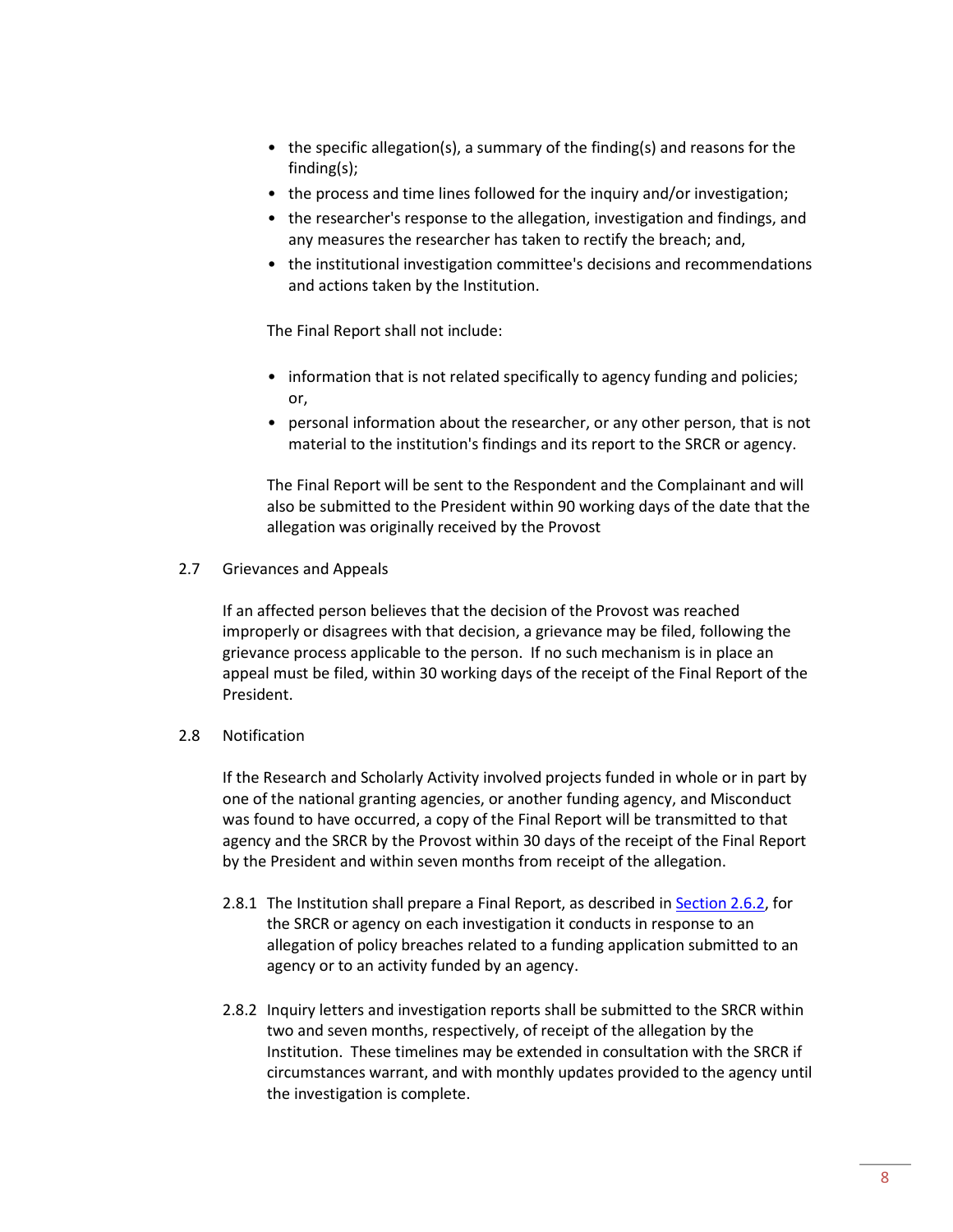- the specific allegation(s), a summary of the finding(s) and reasons for the finding(s);
- the process and time lines followed for the inquiry and/or investigation;
- the researcher's response to the allegation, investigation and findings, and any measures the researcher has taken to rectify the breach; and,
- the institutional investigation committee's decisions and recommendations and actions taken by the Institution.

The Final Report shall not include:

- information that is not related specifically to agency funding and policies; or,
- personal information about the researcher, or any other person, that is not material to the institution's findings and its report to the SRCR or agency.

The Final Report will be sent to the Respondent and the Complainant and will also be submitted to the President within 90 working days of the date that the allegation was originally received by the Provost

## 2.7 Grievances and Appeals

If an affected person believes that the decision of the Provost was reached improperly or disagrees with that decision, a grievance may be filed, following the grievance process applicable to the person. If no such mechanism is in place an appeal must be filed, within 30 working days of the receipt of the Final Report of the President.

## 2.8 Notification

If the Research and Scholarly Activity involved projects funded in whole or in part by one of the national granting agencies, or another funding agency, and Misconduct was found to have occurred, a copy of the Final Report will be transmitted to that agency and the SRCR by the Provost within 30 days of the receipt of the Final Report by the President and within seven months from receipt of the allegation.

2.8.1 The Institution shall prepare a Final Report, as described in [Section 2.6.2](#), for the SRCR or agency on each investigation it conducts in response to an allegation of policy breaches related to a funding application submitted to an agency or to an activity funded by an agency.

2.8.2 Inquiry letters and investigation reports shall be submitted to the SRCR within two and seven months, respectively, of receipt of the allegation by the Institution. These timelines may be extended in consultation with the SRCR if circumstances warrant, and with monthly updates provided to the agency until the investigation is complete.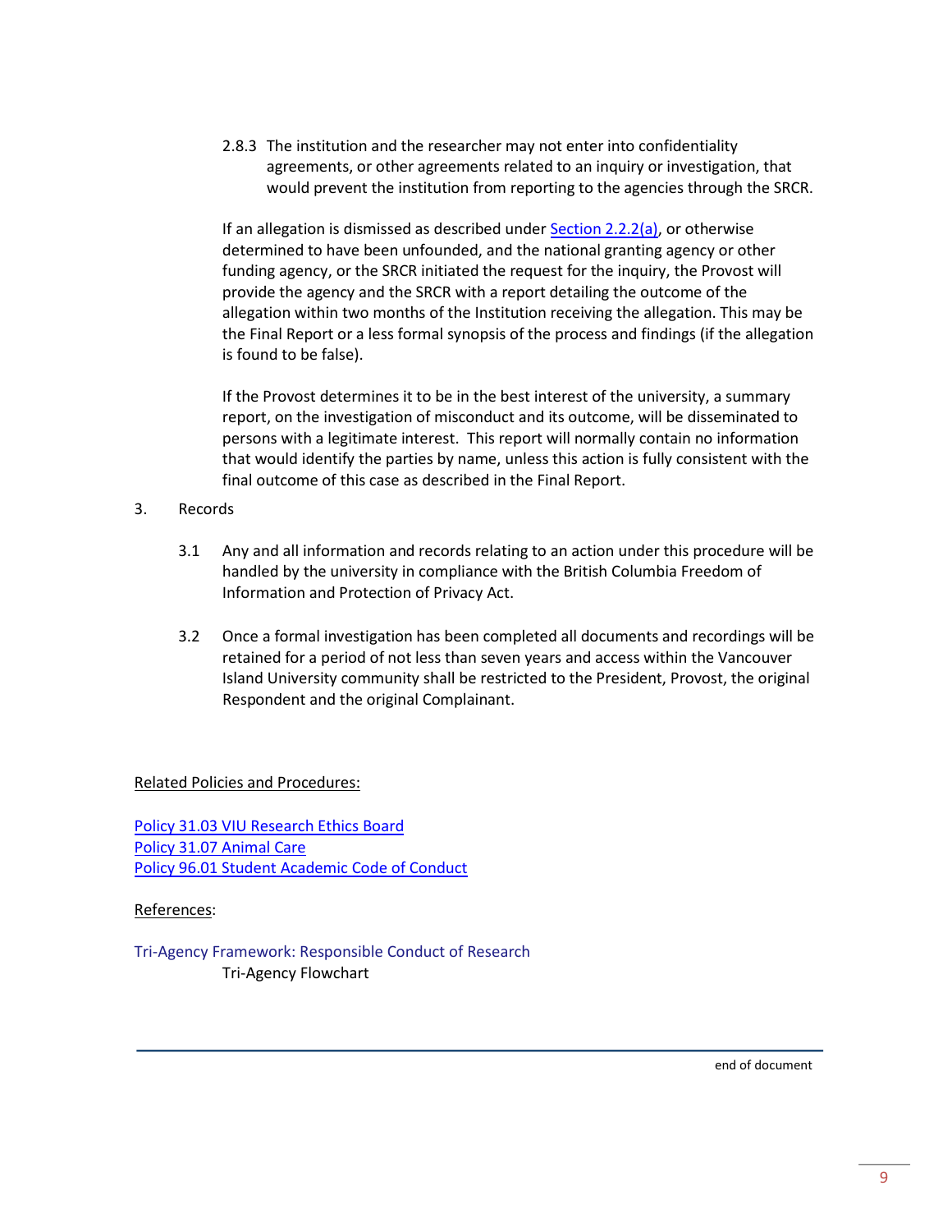2.8.3 The institution and the researcher may not enter into confidentiality agreements, or other agreements related to an inquiry or investigation, that would prevent the institution from reporting to the agencies through the SRCR.

If an allegation is dismissed as described under [Section 2.2.2(a)](#), or otherwise determined to have been unfounded, and the national granting agency or other funding agency, or the SRCR initiated the request for the inquiry, the Provost will provide the agency and the SRCR with a report detailing the outcome of the allegation within two months of the Institution receiving the allegation. This may be the Final Report or a less formal synopsis of the process and findings (if the allegation is found to be false).

If the Provost determines it to be in the best interest of the university, a summary report, on the investigation of misconduct and its outcome, will be disseminated to persons with a legitimate interest. This report will normally contain no information that would identify the parties by name, unless this action is fully consistent with the final outcome of this case as described in the Final Report.

3. Records

3.1 Any and all information and records relating to an action under this procedure will be handled by the university in compliance with the British Columbia Freedom of Information and Protection of Privacy Act.

3.2 Once a formal investigation has been completed all documents and recordings will be retained for a period of not less than seven years and access within the Vancouver Island University community shall be restricted to the President, Provost, the original Respondent and the original Complainant.

Related Policies and Procedures:

Policy 31.03 VIU Research Ethics Board
Policy 31.07 Animal Care
Policy 96.01 Student Academic Code of Conduct

References:

Tri-Agency Framework: Responsible Conduct of Research
Tri-Agency Flowchart

end of document